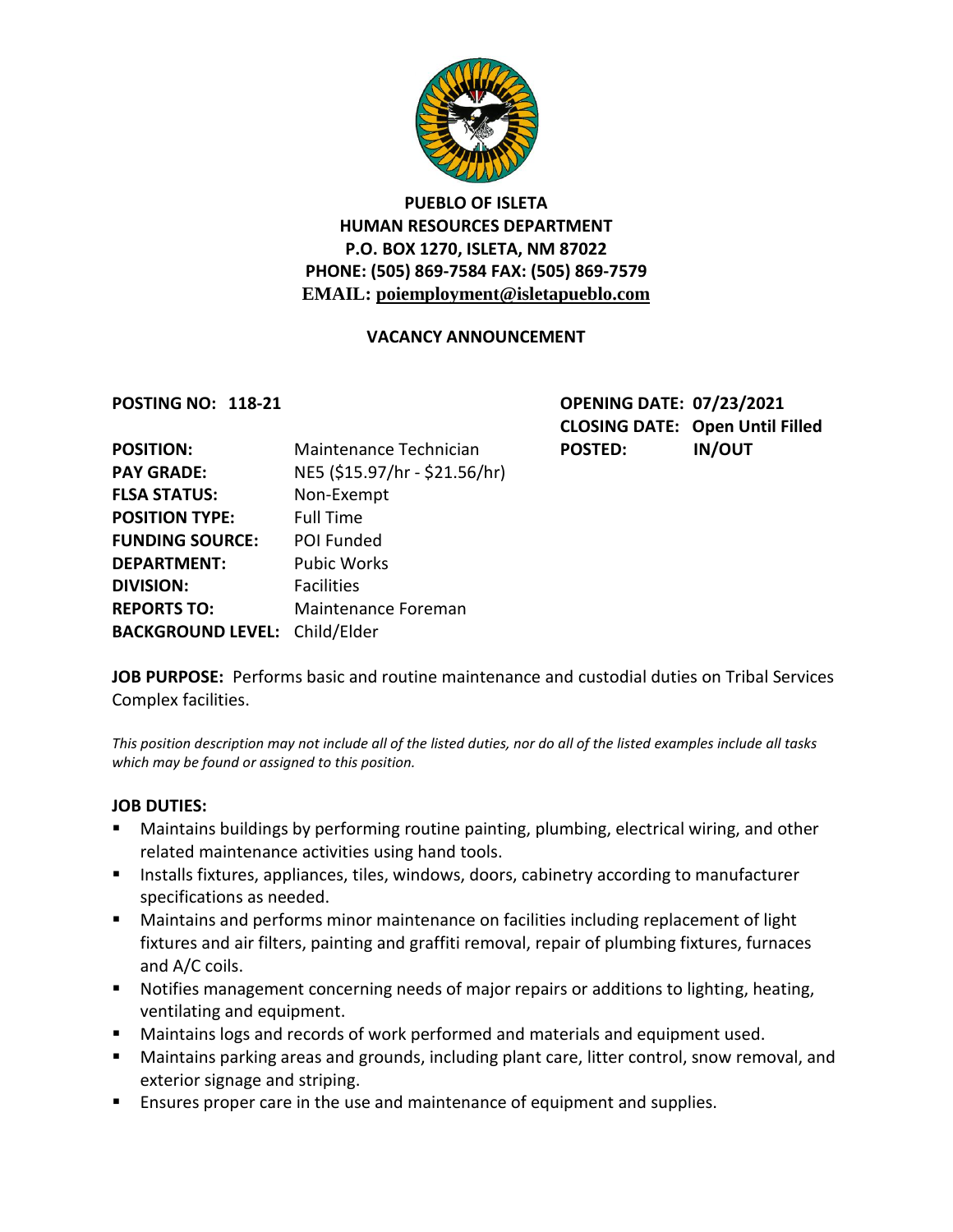**PUEBLO OF ISLETA**
**HUMAN RESOURCES DEPARTMENT**
**P.O. BOX 1270, ISLETA, NM 87022**
**PHONE: (505) 869-7584 FAX: (505) 869-7579**
**EMAIL: poiemployment@isletapueblo.com**

**VACANCY ANNOUNCEMENT**

**POSTING NO: 118-21**

**OPENING DATE: 07/23/2021**
**CLOSING DATE: Open Until Filled**
**POSTED: IN/OUT**

| | |
|---|---|
| **POSITION:** | Maintenance Technician |
| **PAY GRADE:** | NE5 ($15.97/hr - $21.56/hr) |
| **FLSA STATUS:** | Non-Exempt |
| **POSITION TYPE:** | Full Time |
| **FUNDING SOURCE:** | POI Funded |
| **DEPARTMENT:** | Pubic Works |
| **DIVISION:** | Facilities |
| **REPORTS TO:** | Maintenance Foreman |
| **BACKGROUND LEVEL:** | Child/Elder |

**JOB PURPOSE:** Performs basic and routine maintenance and custodial duties on Tribal Services Complex facilities.

*This position description may not include all of the listed duties, nor do all of the listed examples include all tasks which may be found or assigned to this position.*

**JOB DUTIES:**

- Maintains buildings by performing routine painting, plumbing, electrical wiring, and other related maintenance activities using hand tools.
- Installs fixtures, appliances, tiles, windows, doors, cabinetry according to manufacturer specifications as needed.
- Maintains and performs minor maintenance on facilities including replacement of light fixtures and air filters, painting and graffiti removal, repair of plumbing fixtures, furnaces and A/C coils.
- Notifies management concerning needs of major repairs or additions to lighting, heating, ventilating and equipment.
- Maintains logs and records of work performed and materials and equipment used.
- Maintains parking areas and grounds, including plant care, litter control, snow removal, and exterior signage and striping.
- Ensures proper care in the use and maintenance of equipment and supplies.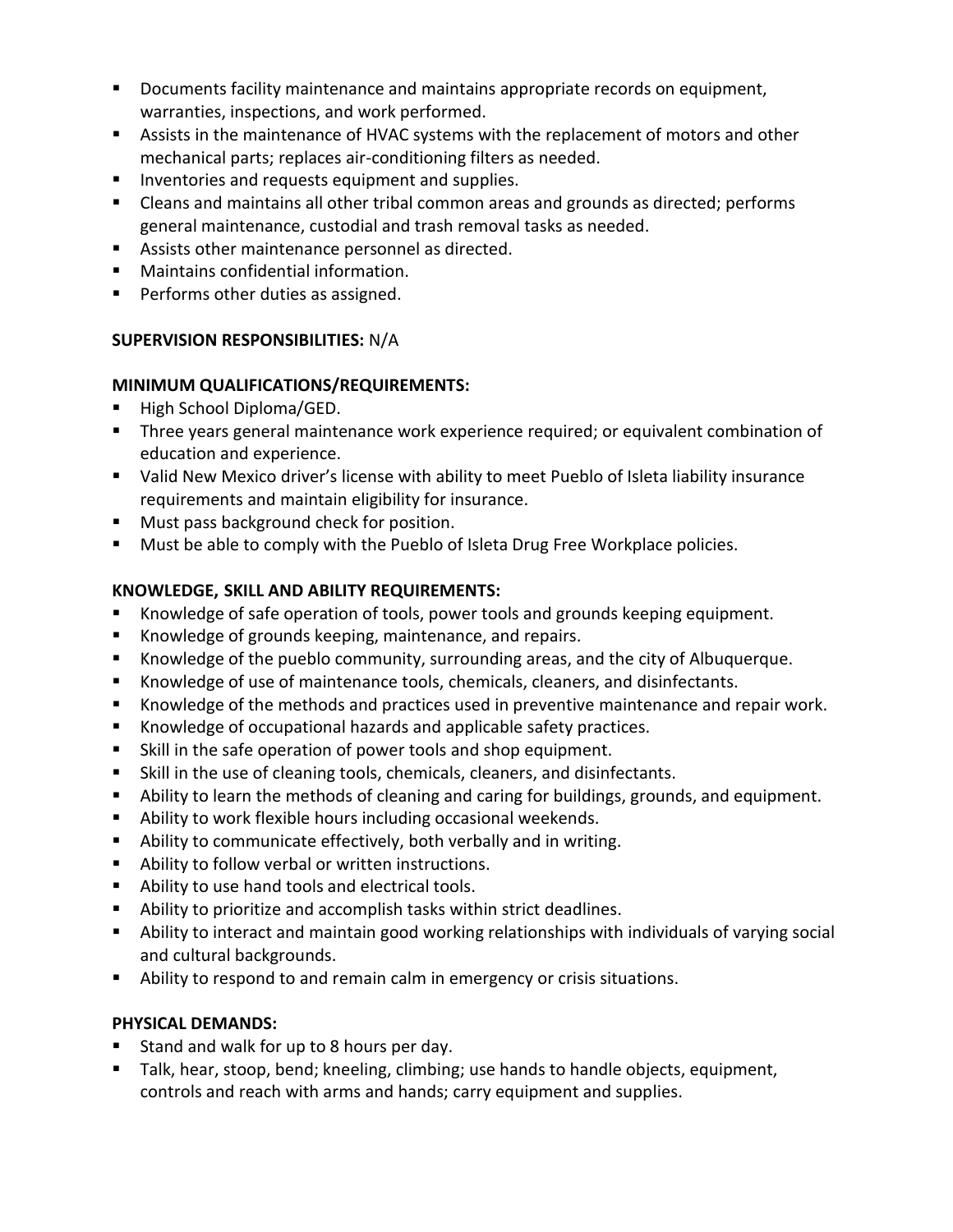- Documents facility maintenance and maintains appropriate records on equipment, warranties, inspections, and work performed.
- Assists in the maintenance of HVAC systems with the replacement of motors and other mechanical parts; replaces air-conditioning filters as needed.
- Inventories and requests equipment and supplies.
- Cleans and maintains all other tribal common areas and grounds as directed; performs general maintenance, custodial and trash removal tasks as needed.
- Assists other maintenance personnel as directed.
- Maintains confidential information.
- Performs other duties as assigned.

**SUPERVISION RESPONSIBILITIES:** N/A

**MINIMUM QUALIFICATIONS/REQUIREMENTS:**

- High School Diploma/GED.
- Three years general maintenance work experience required; or equivalent combination of education and experience.
- Valid New Mexico driver's license with ability to meet Pueblo of Isleta liability insurance requirements and maintain eligibility for insurance.
- Must pass background check for position.
- Must be able to comply with the Pueblo of Isleta Drug Free Workplace policies.

**KNOWLEDGE, SKILL AND ABILITY REQUIREMENTS:**

- Knowledge of safe operation of tools, power tools and grounds keeping equipment.
- Knowledge of grounds keeping, maintenance, and repairs.
- Knowledge of the pueblo community, surrounding areas, and the city of Albuquerque.
- Knowledge of use of maintenance tools, chemicals, cleaners, and disinfectants.
- Knowledge of the methods and practices used in preventive maintenance and repair work.
- Knowledge of occupational hazards and applicable safety practices.
- Skill in the safe operation of power tools and shop equipment.
- Skill in the use of cleaning tools, chemicals, cleaners, and disinfectants.
- Ability to learn the methods of cleaning and caring for buildings, grounds, and equipment.
- Ability to work flexible hours including occasional weekends.
- Ability to communicate effectively, both verbally and in writing.
- Ability to follow verbal or written instructions.
- Ability to use hand tools and electrical tools.
- Ability to prioritize and accomplish tasks within strict deadlines.
- Ability to interact and maintain good working relationships with individuals of varying social and cultural backgrounds.
- Ability to respond to and remain calm in emergency or crisis situations.

**PHYSICAL DEMANDS:**

- Stand and walk for up to 8 hours per day.
- Talk, hear, stoop, bend; kneeling, climbing; use hands to handle objects, equipment, controls and reach with arms and hands; carry equipment and supplies.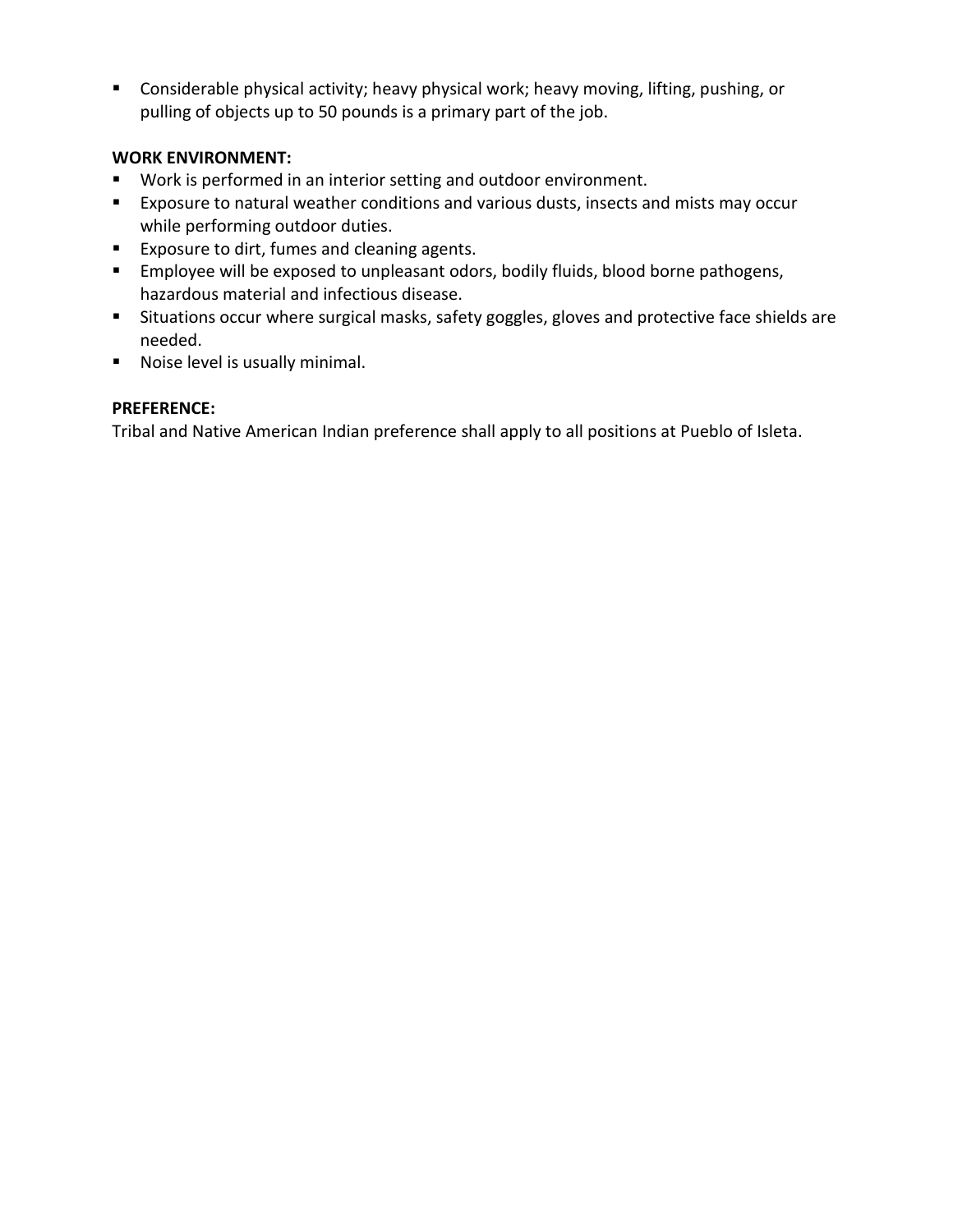- Considerable physical activity; heavy physical work; heavy moving, lifting, pushing, or pulling of objects up to 50 pounds is a primary part of the job.

**WORK ENVIRONMENT:**

- Work is performed in an interior setting and outdoor environment.
- Exposure to natural weather conditions and various dusts, insects and mists may occur while performing outdoor duties.
- Exposure to dirt, fumes and cleaning agents.
- Employee will be exposed to unpleasant odors, bodily fluids, blood borne pathogens, hazardous material and infectious disease.
- Situations occur where surgical masks, safety goggles, gloves and protective face shields are needed.
- Noise level is usually minimal.

**PREFERENCE:**

Tribal and Native American Indian preference shall apply to all positions at Pueblo of Isleta.